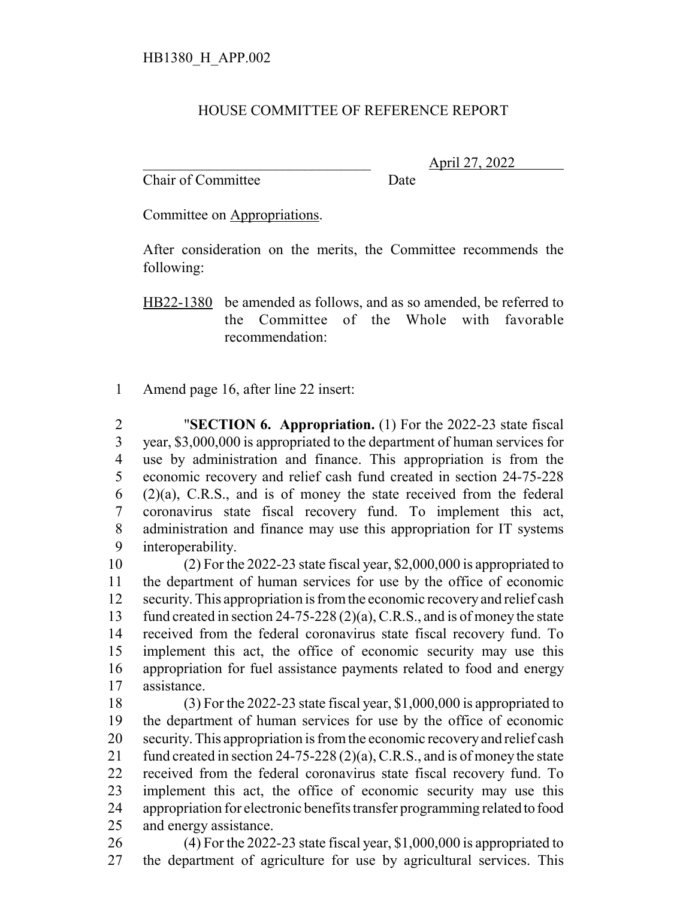HB1380_H_APP.002

# HOUSE COMMITTEE OF REFERENCE REPORT

________________________________ April 27, 2022
Chair of Committee Date

Committee on Appropriations.

After consideration on the merits, the Committee recommends the following:

HB22-1380 be amended as follows, and as so amended, be referred to the Committee of the Whole with favorable recommendation:

1 Amend page 16, after line 22 insert:

2 "**SECTION 6. Appropriation.** (1) For the 2022-23 state fiscal
3 year, $3,000,000 is appropriated to the department of human services for
4 use by administration and finance. This appropriation is from the
5 economic recovery and relief cash fund created in section 24-75-228
6 (2)(a), C.R.S., and is of money the state received from the federal
7 coronavirus state fiscal recovery fund. To implement this act,
8 administration and finance may use this appropriation for IT systems
9 interoperability.

10 (2) For the 2022-23 state fiscal year, $2,000,000 is appropriated to
11 the department of human services for use by the office of economic
12 security. This appropriation is from the economic recovery and relief cash
13 fund created in section 24-75-228 (2)(a), C.R.S., and is of money the state
14 received from the federal coronavirus state fiscal recovery fund. To
15 implement this act, the office of economic security may use this
16 appropriation for fuel assistance payments related to food and energy
17 assistance.

18 (3) For the 2022-23 state fiscal year, $1,000,000 is appropriated to
19 the department of human services for use by the office of economic
20 security. This appropriation is from the economic recovery and relief cash
21 fund created in section 24-75-228 (2)(a), C.R.S., and is of money the state
22 received from the federal coronavirus state fiscal recovery fund. To
23 implement this act, the office of economic security may use this
24 appropriation for electronic benefits transfer programming related to food
25 and energy assistance.

26 (4) For the 2022-23 state fiscal year, $1,000,000 is appropriated to
27 the department of agriculture for use by agricultural services. This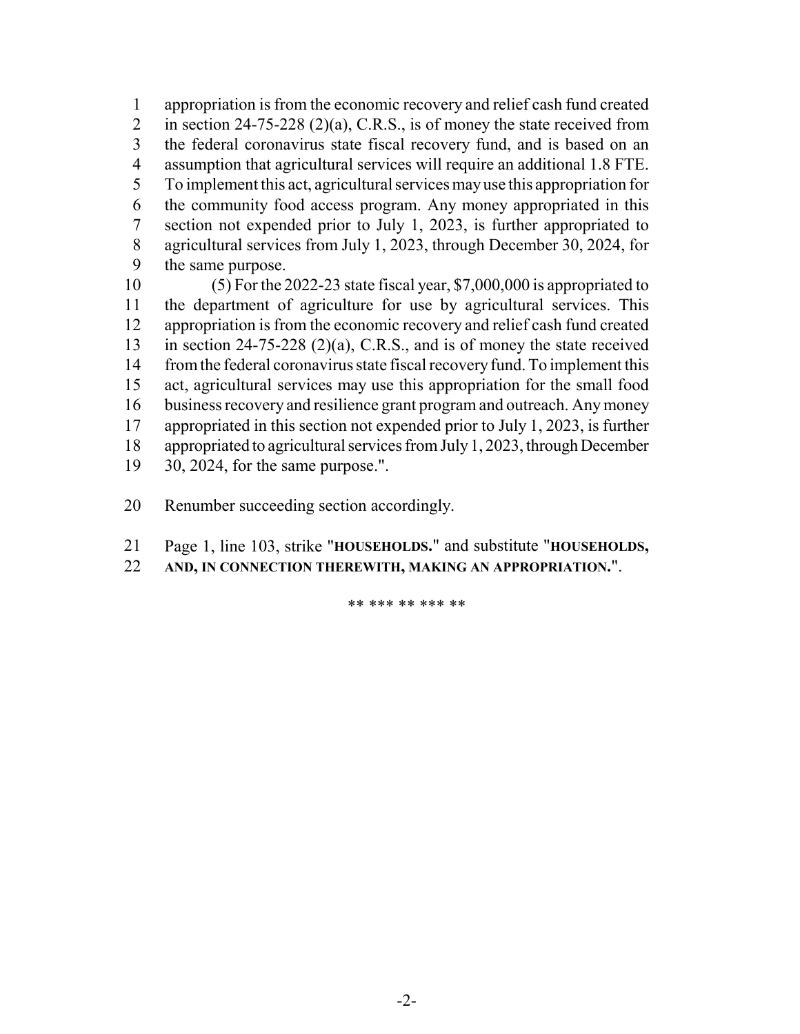appropriation is from the economic recovery and relief cash fund created in section 24-75-228 (2)(a), C.R.S., is of money the state received from the federal coronavirus state fiscal recovery fund, and is based on an assumption that agricultural services will require an additional 1.8 FTE. To implement this act, agricultural services may use this appropriation for the community food access program. Any money appropriated in this section not expended prior to July 1, 2023, is further appropriated to agricultural services from July 1, 2023, through December 30, 2024, for the same purpose.

(5) For the 2022-23 state fiscal year, $7,000,000 is appropriated to the department of agriculture for use by agricultural services. This appropriation is from the economic recovery and relief cash fund created in section 24-75-228 (2)(a), C.R.S., and is of money the state received from the federal coronavirus state fiscal recovery fund. To implement this act, agricultural services may use this appropriation for the small food business recovery and resilience grant program and outreach. Any money appropriated in this section not expended prior to July 1, 2023, is further appropriated to agricultural services from July 1, 2023, through December 30, 2024, for the same purpose.".

Renumber succeeding section accordingly.

Page 1, line 103, strike "**HOUSEHOLDS.**" and substitute "**HOUSEHOLDS, AND, IN CONNECTION THEREWITH, MAKING AN APPROPRIATION.**".

** *** ** *** **